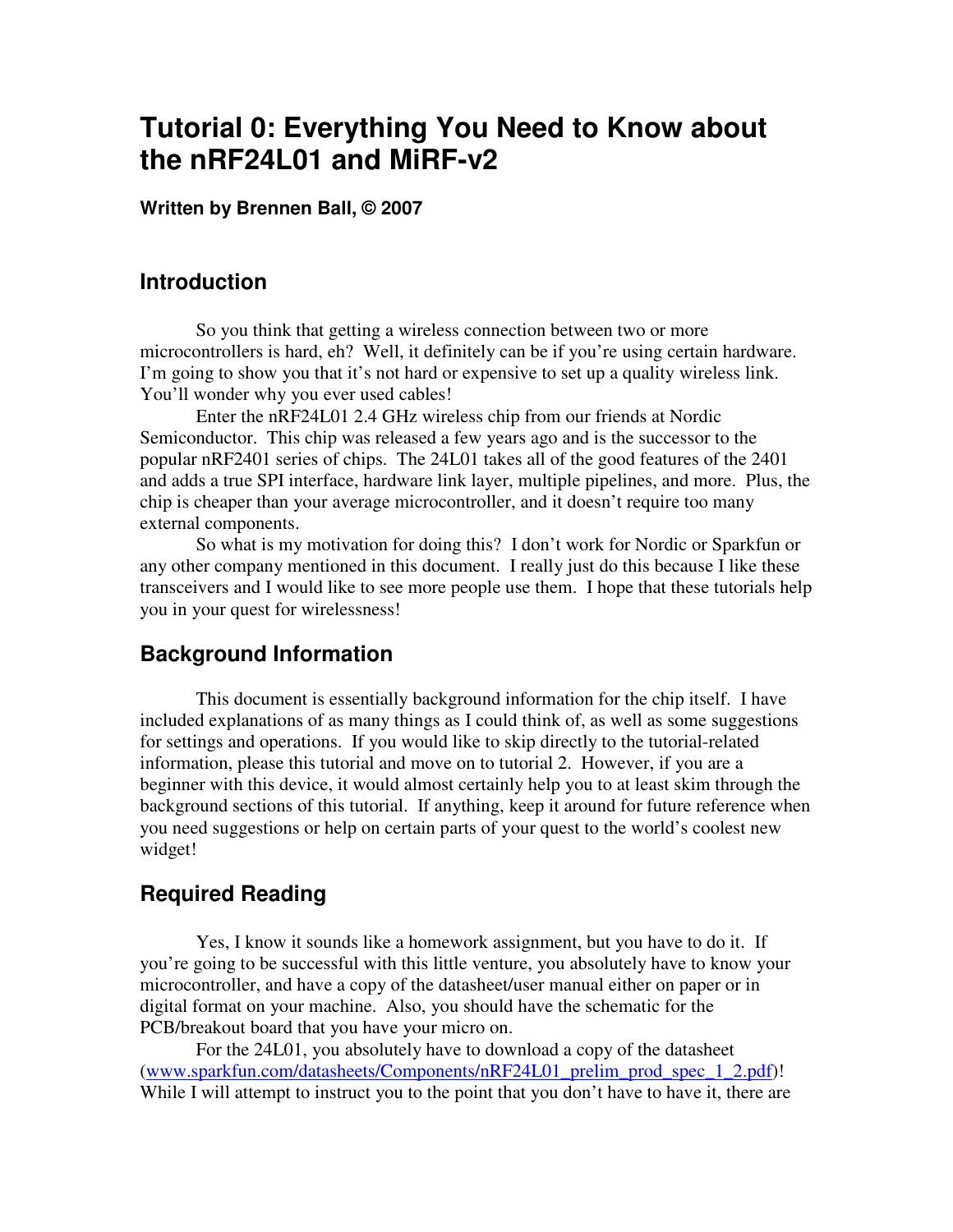# Tutorial 0: Everything You Need to Know about the nRF24L01 and MiRF-v2

**Written by Brennen Ball, © 2007**

## Introduction

So you think that getting a wireless connection between two or more microcontrollers is hard, eh? Well, it definitely can be if you're using certain hardware. I'm going to show you that it's not hard or expensive to set up a quality wireless link. You'll wonder why you ever used cables!

Enter the nRF24L01 2.4 GHz wireless chip from our friends at Nordic Semiconductor. This chip was released a few years ago and is the successor to the popular nRF2401 series of chips. The 24L01 takes all of the good features of the 2401 and adds a true SPI interface, hardware link layer, multiple pipelines, and more. Plus, the chip is cheaper than your average microcontroller, and it doesn't require too many external components.

So what is my motivation for doing this? I don't work for Nordic or Sparkfun or any other company mentioned in this document. I really just do this because I like these transceivers and I would like to see more people use them. I hope that these tutorials help you in your quest for wirelessness!

## Background Information

This document is essentially background information for the chip itself. I have included explanations of as many things as I could think of, as well as some suggestions for settings and operations. If you would like to skip directly to the tutorial-related information, please this tutorial and move on to tutorial 2. However, if you are a beginner with this device, it would almost certainly help you to at least skim through the background sections of this tutorial. If anything, keep it around for future reference when you need suggestions or help on certain parts of your quest to the world's coolest new widget!

## Required Reading

Yes, I know it sounds like a homework assignment, but you have to do it. If you're going to be successful with this little venture, you absolutely have to know your microcontroller, and have a copy of the datasheet/user manual either on paper or in digital format on your machine. Also, you should have the schematic for the PCB/breakout board that you have your micro on.

For the 24L01, you absolutely have to download a copy of the datasheet (www.sparkfun.com/datasheets/Components/nRF24L01_prelim_prod_spec_1_2.pdf)! While I will attempt to instruct you to the point that you don't have to have it, there are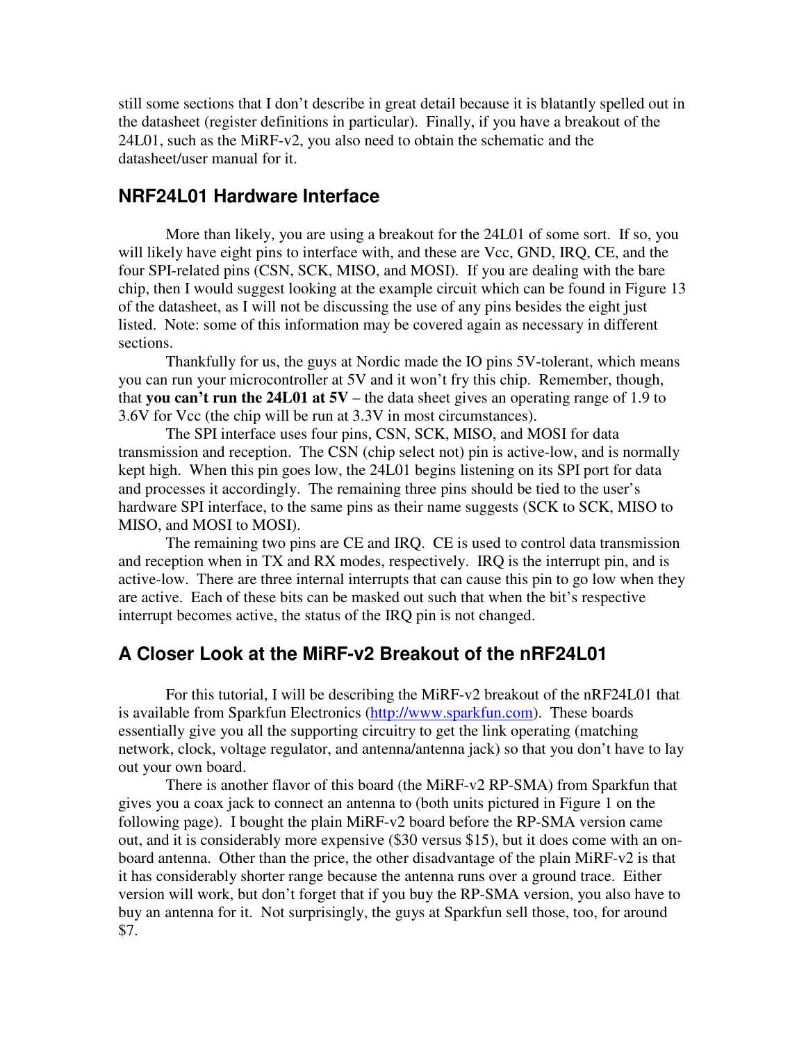still some sections that I don't describe in great detail because it is blatantly spelled out in the datasheet (register definitions in particular). Finally, if you have a breakout of the 24L01, such as the MiRF-v2, you also need to obtain the schematic and the datasheet/user manual for it.

## NRF24L01 Hardware Interface

More than likely, you are using a breakout for the 24L01 of some sort. If so, you will likely have eight pins to interface with, and these are Vcc, GND, IRQ, CE, and the four SPI-related pins (CSN, SCK, MISO, and MOSI). If you are dealing with the bare chip, then I would suggest looking at the example circuit which can be found in Figure 13 of the datasheet, as I will not be discussing the use of any pins besides the eight just listed. Note: some of this information may be covered again as necessary in different sections.

Thankfully for us, the guys at Nordic made the IO pins 5V-tolerant, which means you can run your microcontroller at 5V and it won't fry this chip. Remember, though, that **you can't run the 24L01 at 5V** – the data sheet gives an operating range of 1.9 to 3.6V for Vcc (the chip will be run at 3.3V in most circumstances).

The SPI interface uses four pins, CSN, SCK, MISO, and MOSI for data transmission and reception. The CSN (chip select not) pin is active-low, and is normally kept high. When this pin goes low, the 24L01 begins listening on its SPI port for data and processes it accordingly. The remaining three pins should be tied to the user's hardware SPI interface, to the same pins as their name suggests (SCK to SCK, MISO to MISO, and MOSI to MOSI).

The remaining two pins are CE and IRQ. CE is used to control data transmission and reception when in TX and RX modes, respectively. IRQ is the interrupt pin, and is active-low. There are three internal interrupts that can cause this pin to go low when they are active. Each of these bits can be masked out such that when the bit's respective interrupt becomes active, the status of the IRQ pin is not changed.

## A Closer Look at the MiRF-v2 Breakout of the nRF24L01

For this tutorial, I will be describing the MiRF-v2 breakout of the nRF24L01 that is available from Sparkfun Electronics (http://www.sparkfun.com). These boards essentially give you all the supporting circuitry to get the link operating (matching network, clock, voltage regulator, and antenna/antenna jack) so that you don't have to lay out your own board.

There is another flavor of this board (the MiRF-v2 RP-SMA) from Sparkfun that gives you a coax jack to connect an antenna to (both units pictured in Figure 1 on the following page). I bought the plain MiRF-v2 board before the RP-SMA version came out, and it is considerably more expensive ($30 versus $15), but it does come with an on-board antenna. Other than the price, the other disadvantage of the plain MiRF-v2 is that it has considerably shorter range because the antenna runs over a ground trace. Either version will work, but don't forget that if you buy the RP-SMA version, you also have to buy an antenna for it. Not surprisingly, the guys at Sparkfun sell those, too, for around $7.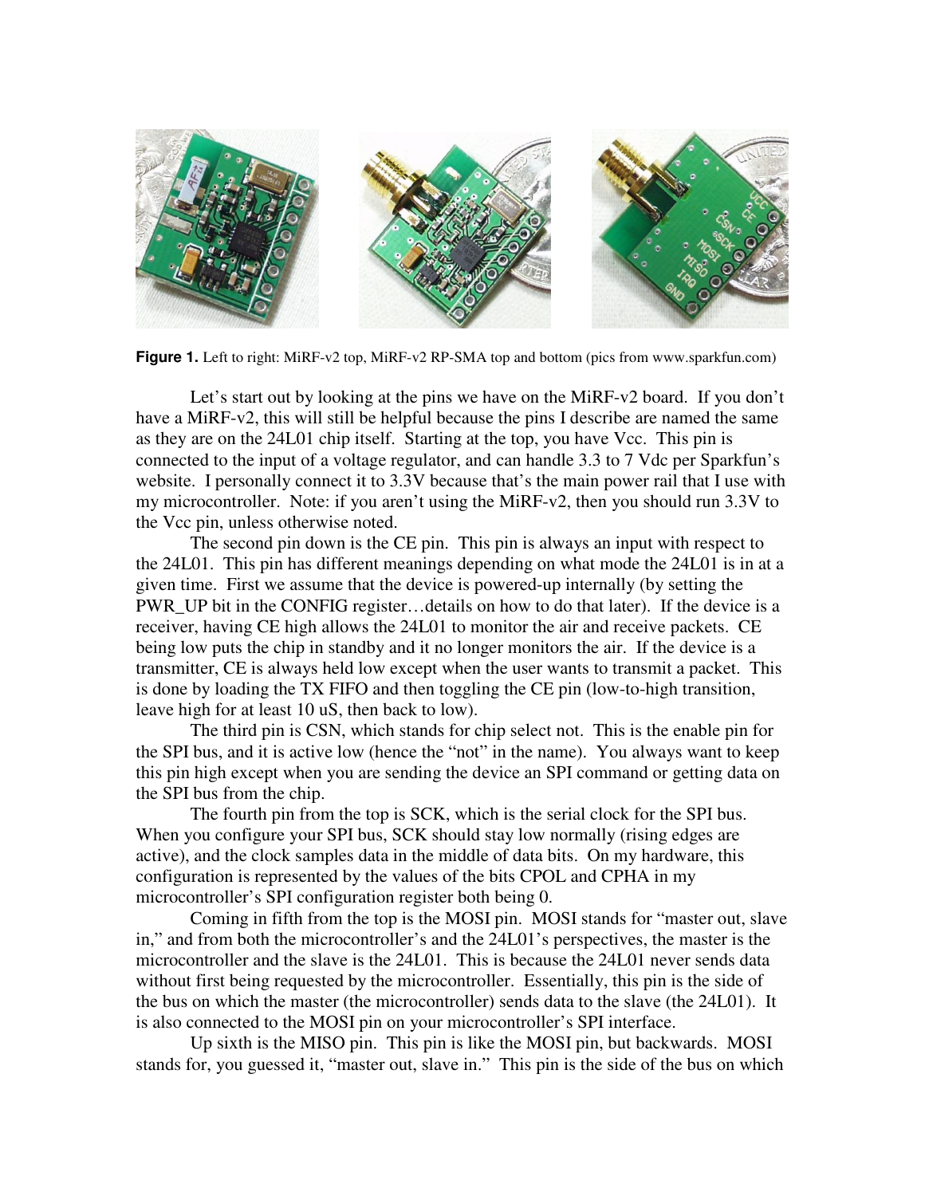**Figure 1.** Left to right: MiRF-v2 top, MiRF-v2 RP-SMA top and bottom (pics from www.sparkfun.com)

Let's start out by looking at the pins we have on the MiRF-v2 board. If you don't have a MiRF-v2, this will still be helpful because the pins I describe are named the same as they are on the 24L01 chip itself. Starting at the top, you have Vcc. This pin is connected to the input of a voltage regulator, and can handle 3.3 to 7 Vdc per Sparkfun's website. I personally connect it to 3.3V because that's the main power rail that I use with my microcontroller. Note: if you aren't using the MiRF-v2, then you should run 3.3V to the Vcc pin, unless otherwise noted.

The second pin down is the CE pin. This pin is always an input with respect to the 24L01. This pin has different meanings depending on what mode the 24L01 is in at a given time. First we assume that the device is powered-up internally (by setting the PWR_UP bit in the CONFIG register…details on how to do that later). If the device is a receiver, having CE high allows the 24L01 to monitor the air and receive packets. CE being low puts the chip in standby and it no longer monitors the air. If the device is a transmitter, CE is always held low except when the user wants to transmit a packet. This is done by loading the TX FIFO and then toggling the CE pin (low-to-high transition, leave high for at least 10 uS, then back to low).

The third pin is CSN, which stands for chip select not. This is the enable pin for the SPI bus, and it is active low (hence the "not" in the name). You always want to keep this pin high except when you are sending the device an SPI command or getting data on the SPI bus from the chip.

The fourth pin from the top is SCK, which is the serial clock for the SPI bus. When you configure your SPI bus, SCK should stay low normally (rising edges are active), and the clock samples data in the middle of data bits. On my hardware, this configuration is represented by the values of the bits CPOL and CPHA in my microcontroller's SPI configuration register both being 0.

Coming in fifth from the top is the MOSI pin. MOSI stands for "master out, slave in," and from both the microcontroller's and the 24L01's perspectives, the master is the microcontroller and the slave is the 24L01. This is because the 24L01 never sends data without first being requested by the microcontroller. Essentially, this pin is the side of the bus on which the master (the microcontroller) sends data to the slave (the 24L01). It is also connected to the MOSI pin on your microcontroller's SPI interface.

Up sixth is the MISO pin. This pin is like the MOSI pin, but backwards. MOSI stands for, you guessed it, "master out, slave in." This pin is the side of the bus on which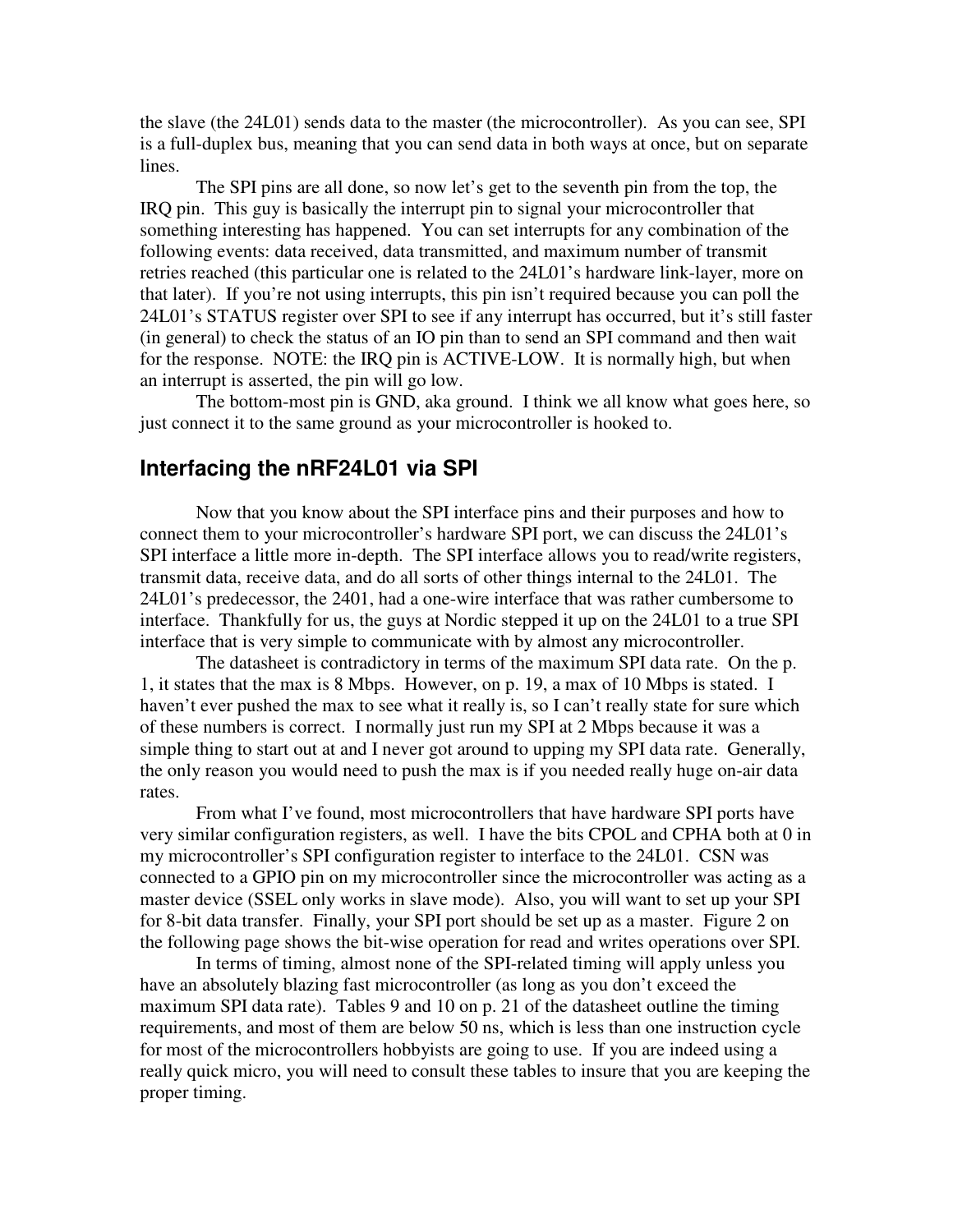the slave (the 24L01) sends data to the master (the microcontroller). As you can see, SPI is a full-duplex bus, meaning that you can send data in both ways at once, but on separate lines.

The SPI pins are all done, so now let's get to the seventh pin from the top, the IRQ pin. This guy is basically the interrupt pin to signal your microcontroller that something interesting has happened. You can set interrupts for any combination of the following events: data received, data transmitted, and maximum number of transmit retries reached (this particular one is related to the 24L01's hardware link-layer, more on that later). If you're not using interrupts, this pin isn't required because you can poll the 24L01's STATUS register over SPI to see if any interrupt has occurred, but it's still faster (in general) to check the status of an IO pin than to send an SPI command and then wait for the response. NOTE: the IRQ pin is ACTIVE-LOW. It is normally high, but when an interrupt is asserted, the pin will go low.

The bottom-most pin is GND, aka ground. I think we all know what goes here, so just connect it to the same ground as your microcontroller is hooked to.

## Interfacing the nRF24L01 via SPI

Now that you know about the SPI interface pins and their purposes and how to connect them to your microcontroller's hardware SPI port, we can discuss the 24L01's SPI interface a little more in-depth. The SPI interface allows you to read/write registers, transmit data, receive data, and do all sorts of other things internal to the 24L01. The 24L01's predecessor, the 2401, had a one-wire interface that was rather cumbersome to interface. Thankfully for us, the guys at Nordic stepped it up on the 24L01 to a true SPI interface that is very simple to communicate with by almost any microcontroller.

The datasheet is contradictory in terms of the maximum SPI data rate. On the p. 1, it states that the max is 8 Mbps. However, on p. 19, a max of 10 Mbps is stated. I haven't ever pushed the max to see what it really is, so I can't really state for sure which of these numbers is correct. I normally just run my SPI at 2 Mbps because it was a simple thing to start out at and I never got around to upping my SPI data rate. Generally, the only reason you would need to push the max is if you needed really huge on-air data rates.

From what I've found, most microcontrollers that have hardware SPI ports have very similar configuration registers, as well. I have the bits CPOL and CPHA both at 0 in my microcontroller's SPI configuration register to interface to the 24L01. CSN was connected to a GPIO pin on my microcontroller since the microcontroller was acting as a master device (SSEL only works in slave mode). Also, you will want to set up your SPI for 8-bit data transfer. Finally, your SPI port should be set up as a master. Figure 2 on the following page shows the bit-wise operation for read and writes operations over SPI.

In terms of timing, almost none of the SPI-related timing will apply unless you have an absolutely blazing fast microcontroller (as long as you don't exceed the maximum SPI data rate). Tables 9 and 10 on p. 21 of the datasheet outline the timing requirements, and most of them are below 50 ns, which is less than one instruction cycle for most of the microcontrollers hobbyists are going to use. If you are indeed using a really quick micro, you will need to consult these tables to insure that you are keeping the proper timing.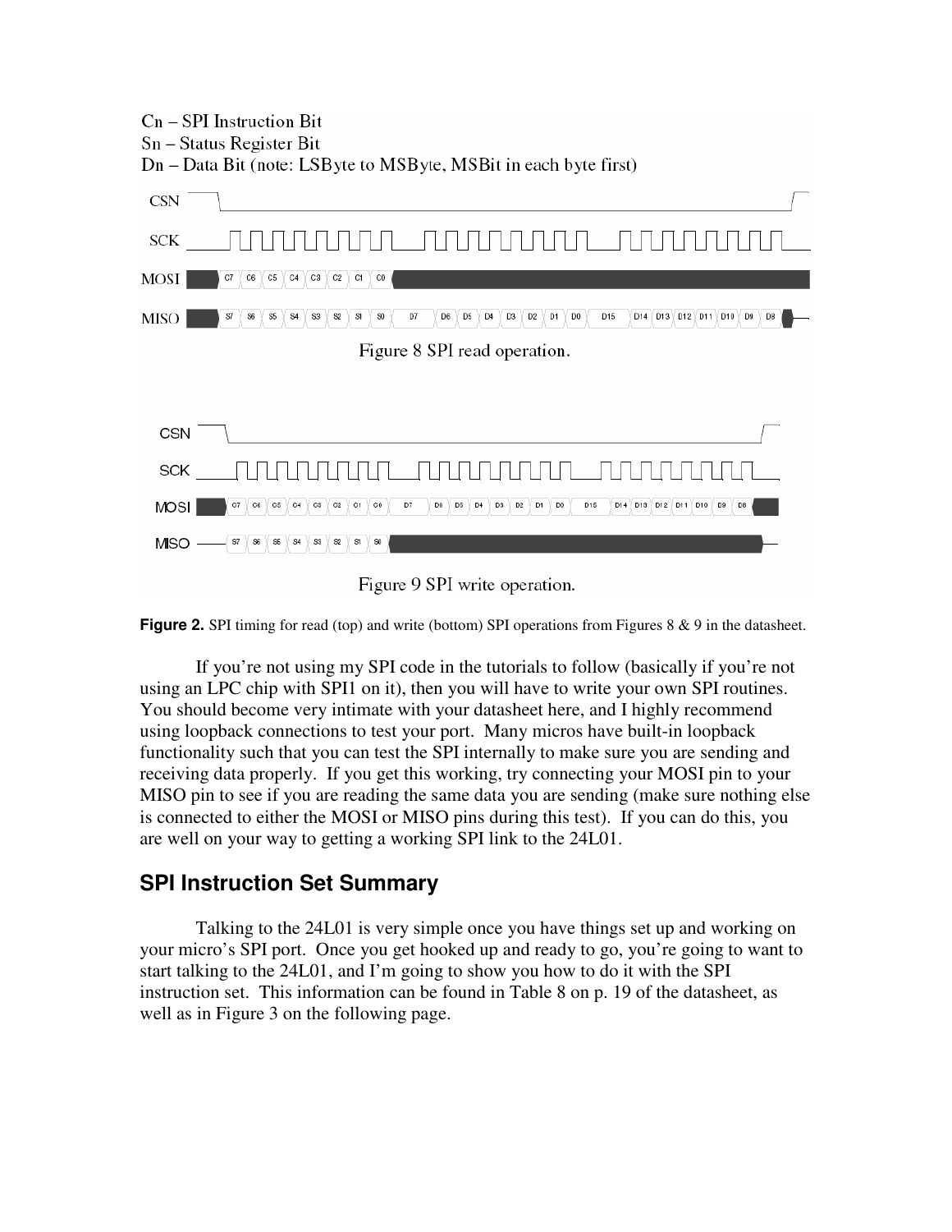Cn – SPI Instruction Bit

Sn – Status Register Bit

Dn – Data Bit (note: LSByte to MSByte, MSBit in each byte first)

Figure 8 SPI read operation.

Figure 9 SPI write operation.

**Figure 2.** SPI timing for read (top) and write (bottom) SPI operations from Figures 8 & 9 in the datasheet.

If you're not using my SPI code in the tutorials to follow (basically if you're not using an LPC chip with SPI1 on it), then you will have to write your own SPI routines. You should become very intimate with your datasheet here, and I highly recommend using loopback connections to test your port. Many micros have built-in loopback functionality such that you can test the SPI internally to make sure you are sending and receiving data properly. If you get this working, try connecting your MOSI pin to your MISO pin to see if you are reading the same data you are sending (make sure nothing else is connected to either the MOSI or MISO pins during this test). If you can do this, you are well on your way to getting a working SPI link to the 24L01.

## SPI Instruction Set Summary

Talking to the 24L01 is very simple once you have things set up and working on your micro's SPI port. Once you get hooked up and ready to go, you're going to want to start talking to the 24L01, and I'm going to show you how to do it with the SPI instruction set. This information can be found in Table 8 on p. 19 of the datasheet, as well as in Figure 3 on the following page.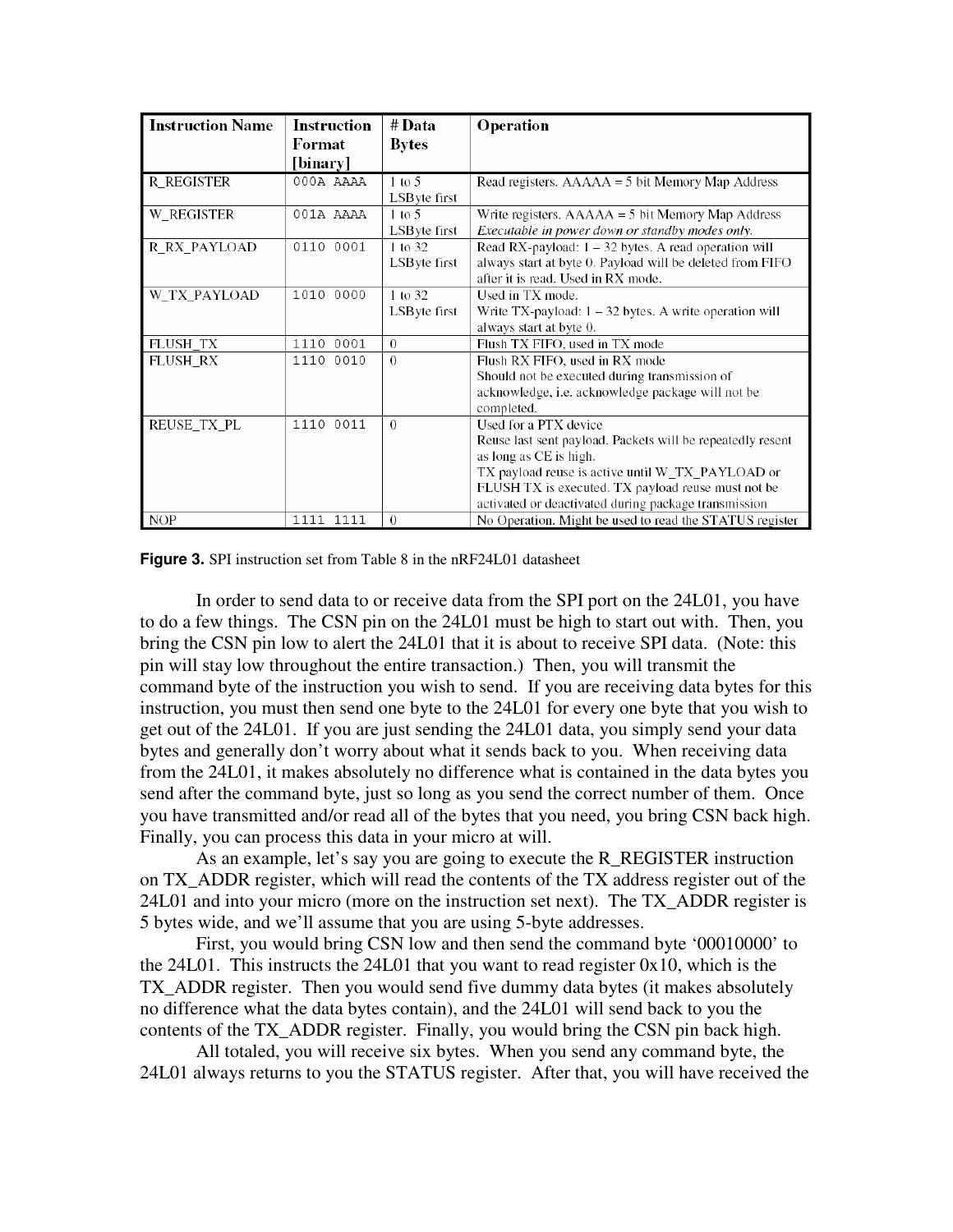| Instruction Name | Instruction Format [binary] | # Data Bytes | Operation |
|---|---|---|---|
| R_REGISTER | 000A AAAA | 1 to 5 LSByte first | Read registers. AAAAA = 5 bit Memory Map Address |
| W_REGISTER | 001A AAAA | 1 to 5 LSByte first | Write registers. AAAAA = 5 bit Memory Map Address *Executable in power down or standby modes only.* |
| R_RX_PAYLOAD | 0110 0001 | 1 to 32 LSByte first | Read RX-payload: 1 – 32 bytes. A read operation will always start at byte 0. Payload will be deleted from FIFO after it is read. Used in RX mode. |
| W_TX_PAYLOAD | 1010 0000 | 1 to 32 LSByte first | Used in TX mode. Write TX-payload: 1 – 32 bytes. A write operation will always start at byte 0. |
| FLUSH_TX | 1110 0001 | 0 | Flush TX FIFO, used in TX mode |
| FLUSH_RX | 1110 0010 | 0 | Flush RX FIFO, used in RX mode Should not be executed during transmission of acknowledge, i.e. acknowledge package will not be completed. |
| REUSE_TX_PL | 1110 0011 | 0 | Used for a PTX device Reuse last sent payload. Packets will be repeatedly resent as long as CE is high. TX payload reuse is active until W_TX_PAYLOAD or FLUSH TX is executed. TX payload reuse must not be activated or deactivated during package transmission |
| NOP | 1111 1111 | 0 | No Operation. Might be used to read the STATUS register |

**Figure 3.** SPI instruction set from Table 8 in the nRF24L01 datasheet

In order to send data to or receive data from the SPI port on the 24L01, you have to do a few things. The CSN pin on the 24L01 must be high to start out with. Then, you bring the CSN pin low to alert the 24L01 that it is about to receive SPI data. (Note: this pin will stay low throughout the entire transaction.) Then, you will transmit the command byte of the instruction you wish to send. If you are receiving data bytes for this instruction, you must then send one byte to the 24L01 for every one byte that you wish to get out of the 24L01. If you are just sending the 24L01 data, you simply send your data bytes and generally don't worry about what it sends back to you. When receiving data from the 24L01, it makes absolutely no difference what is contained in the data bytes you send after the command byte, just so long as you send the correct number of them. Once you have transmitted and/or read all of the bytes that you need, you bring CSN back high. Finally, you can process this data in your micro at will.

As an example, let's say you are going to execute the R_REGISTER instruction on TX_ADDR register, which will read the contents of the TX address register out of the 24L01 and into your micro (more on the instruction set next). The TX_ADDR register is 5 bytes wide, and we'll assume that you are using 5-byte addresses.

First, you would bring CSN low and then send the command byte '00010000' to the 24L01. This instructs the 24L01 that you want to read register 0x10, which is the TX_ADDR register. Then you would send five dummy data bytes (it makes absolutely no difference what the data bytes contain), and the 24L01 will send back to you the contents of the TX_ADDR register. Finally, you would bring the CSN pin back high.

All totaled, you will receive six bytes. When you send any command byte, the 24L01 always returns to you the STATUS register. After that, you will have received the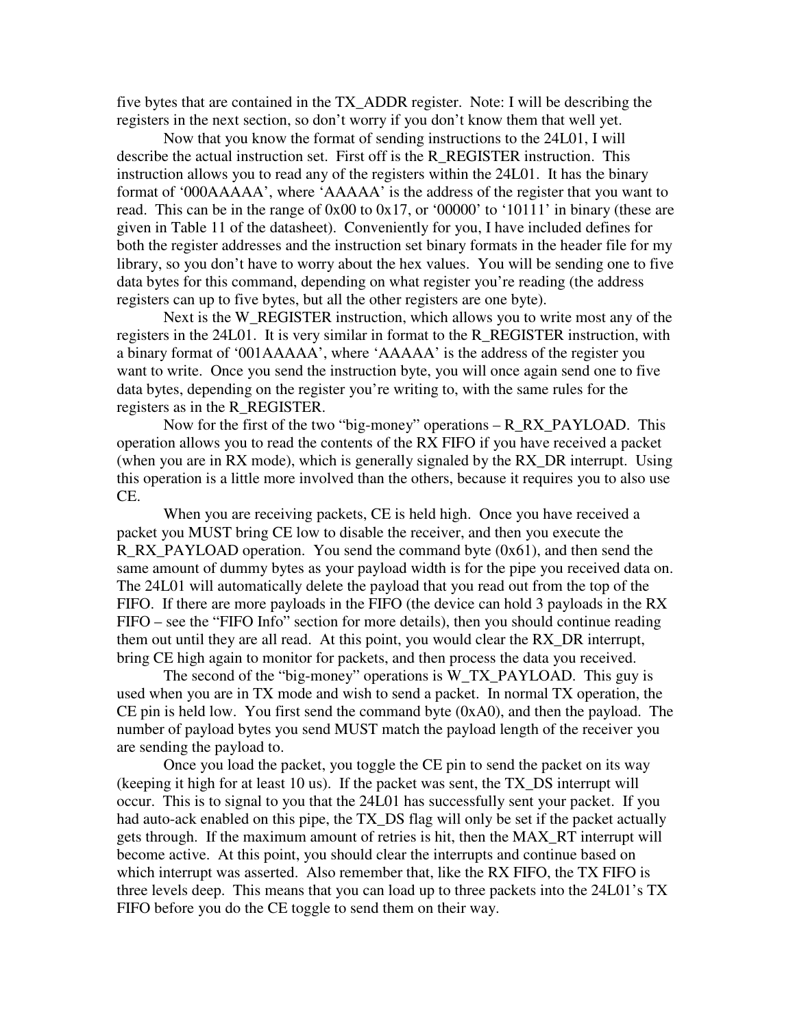five bytes that are contained in the TX_ADDR register. Note: I will be describing the registers in the next section, so don't worry if you don't know them that well yet.

Now that you know the format of sending instructions to the 24L01, I will describe the actual instruction set. First off is the R_REGISTER instruction. This instruction allows you to read any of the registers within the 24L01. It has the binary format of '000AAAAA', where 'AAAAA' is the address of the register that you want to read. This can be in the range of 0x00 to 0x17, or '00000' to '10111' in binary (these are given in Table 11 of the datasheet). Conveniently for you, I have included defines for both the register addresses and the instruction set binary formats in the header file for my library, so you don't have to worry about the hex values. You will be sending one to five data bytes for this command, depending on what register you're reading (the address registers can up to five bytes, but all the other registers are one byte).

Next is the W_REGISTER instruction, which allows you to write most any of the registers in the 24L01. It is very similar in format to the R_REGISTER instruction, with a binary format of '001AAAAA', where 'AAAAA' is the address of the register you want to write. Once you send the instruction byte, you will once again send one to five data bytes, depending on the register you're writing to, with the same rules for the registers as in the R_REGISTER.

Now for the first of the two "big-money" operations – R_RX_PAYLOAD. This operation allows you to read the contents of the RX FIFO if you have received a packet (when you are in RX mode), which is generally signaled by the RX_DR interrupt. Using this operation is a little more involved than the others, because it requires you to also use CE.

When you are receiving packets, CE is held high. Once you have received a packet you MUST bring CE low to disable the receiver, and then you execute the R_RX_PAYLOAD operation. You send the command byte (0x61), and then send the same amount of dummy bytes as your payload width is for the pipe you received data on. The 24L01 will automatically delete the payload that you read out from the top of the FIFO. If there are more payloads in the FIFO (the device can hold 3 payloads in the RX FIFO – see the "FIFO Info" section for more details), then you should continue reading them out until they are all read. At this point, you would clear the RX_DR interrupt, bring CE high again to monitor for packets, and then process the data you received.

The second of the "big-money" operations is W_TX_PAYLOAD. This guy is used when you are in TX mode and wish to send a packet. In normal TX operation, the CE pin is held low. You first send the command byte (0xA0), and then the payload. The number of payload bytes you send MUST match the payload length of the receiver you are sending the payload to.

Once you load the packet, you toggle the CE pin to send the packet on its way (keeping it high for at least 10 us). If the packet was sent, the TX_DS interrupt will occur. This is to signal to you that the 24L01 has successfully sent your packet. If you had auto-ack enabled on this pipe, the TX_DS flag will only be set if the packet actually gets through. If the maximum amount of retries is hit, then the MAX_RT interrupt will become active. At this point, you should clear the interrupts and continue based on which interrupt was asserted. Also remember that, like the RX FIFO, the TX FIFO is three levels deep. This means that you can load up to three packets into the 24L01's TX FIFO before you do the CE toggle to send them on their way.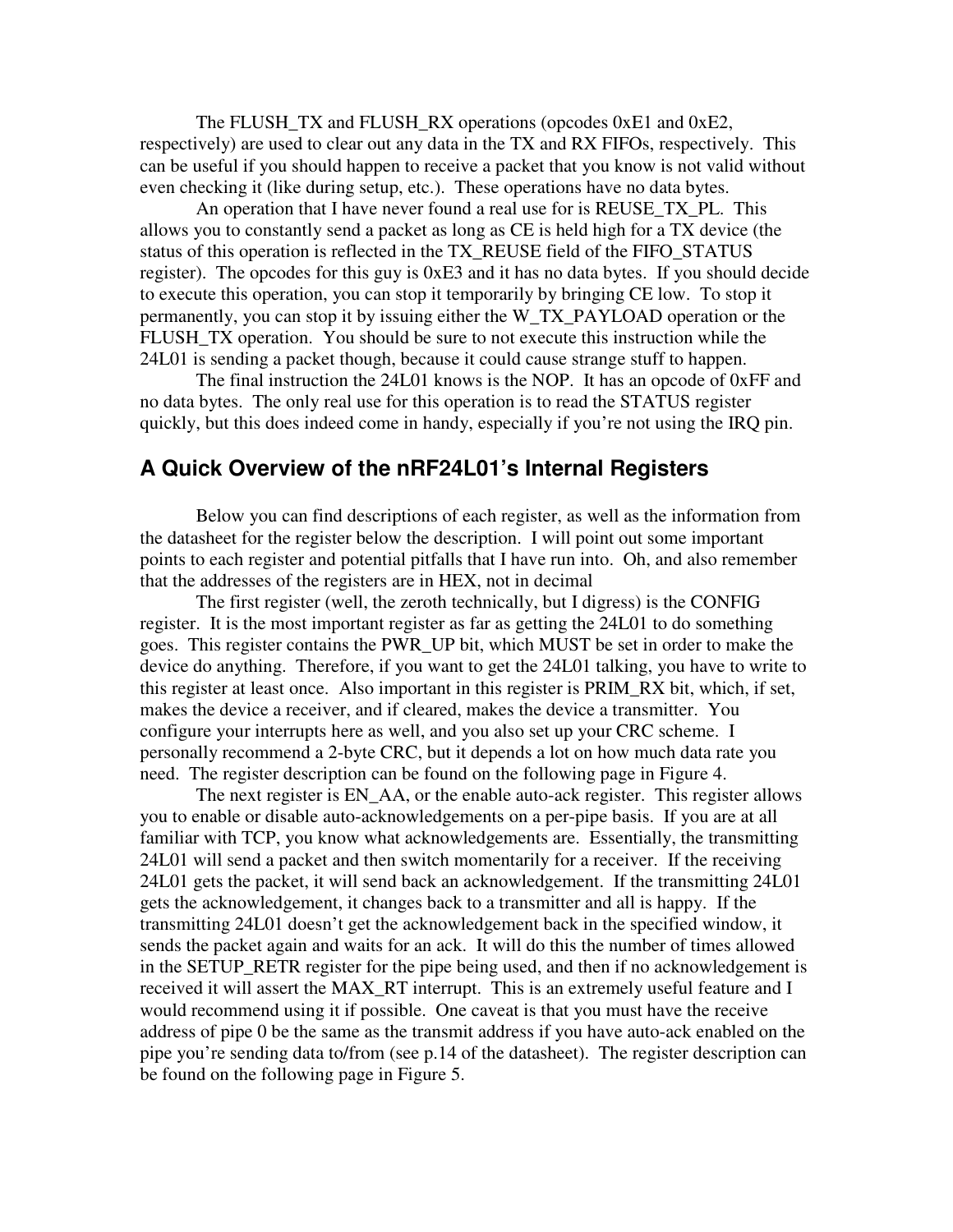The FLUSH_TX and FLUSH_RX operations (opcodes 0xE1 and 0xE2, respectively) are used to clear out any data in the TX and RX FIFOs, respectively. This can be useful if you should happen to receive a packet that you know is not valid without even checking it (like during setup, etc.). These operations have no data bytes.

An operation that I have never found a real use for is REUSE_TX_PL. This allows you to constantly send a packet as long as CE is held high for a TX device (the status of this operation is reflected in the TX_REUSE field of the FIFO_STATUS register). The opcodes for this guy is 0xE3 and it has no data bytes. If you should decide to execute this operation, you can stop it temporarily by bringing CE low. To stop it permanently, you can stop it by issuing either the W_TX_PAYLOAD operation or the FLUSH_TX operation. You should be sure to not execute this instruction while the 24L01 is sending a packet though, because it could cause strange stuff to happen.

The final instruction the 24L01 knows is the NOP. It has an opcode of 0xFF and no data bytes. The only real use for this operation is to read the STATUS register quickly, but this does indeed come in handy, especially if you're not using the IRQ pin.

## A Quick Overview of the nRF24L01's Internal Registers

Below you can find descriptions of each register, as well as the information from the datasheet for the register below the description. I will point out some important points to each register and potential pitfalls that I have run into. Oh, and also remember that the addresses of the registers are in HEX, not in decimal

The first register (well, the zeroth technically, but I digress) is the CONFIG register. It is the most important register as far as getting the 24L01 to do something goes. This register contains the PWR_UP bit, which MUST be set in order to make the device do anything. Therefore, if you want to get the 24L01 talking, you have to write to this register at least once. Also important in this register is PRIM_RX bit, which, if set, makes the device a receiver, and if cleared, makes the device a transmitter. You configure your interrupts here as well, and you also set up your CRC scheme. I personally recommend a 2-byte CRC, but it depends a lot on how much data rate you need. The register description can be found on the following page in Figure 4.

The next register is EN_AA, or the enable auto-ack register. This register allows you to enable or disable auto-acknowledgements on a per-pipe basis. If you are at all familiar with TCP, you know what acknowledgements are. Essentially, the transmitting 24L01 will send a packet and then switch momentarily for a receiver. If the receiving 24L01 gets the packet, it will send back an acknowledgement. If the transmitting 24L01 gets the acknowledgement, it changes back to a transmitter and all is happy. If the transmitting 24L01 doesn't get the acknowledgement back in the specified window, it sends the packet again and waits for an ack. It will do this the number of times allowed in the SETUP_RETR register for the pipe being used, and then if no acknowledgement is received it will assert the MAX_RT interrupt. This is an extremely useful feature and I would recommend using it if possible. One caveat is that you must have the receive address of pipe 0 be the same as the transmit address if you have auto-ack enabled on the pipe you're sending data to/from (see p.14 of the datasheet). The register description can be found on the following page in Figure 5.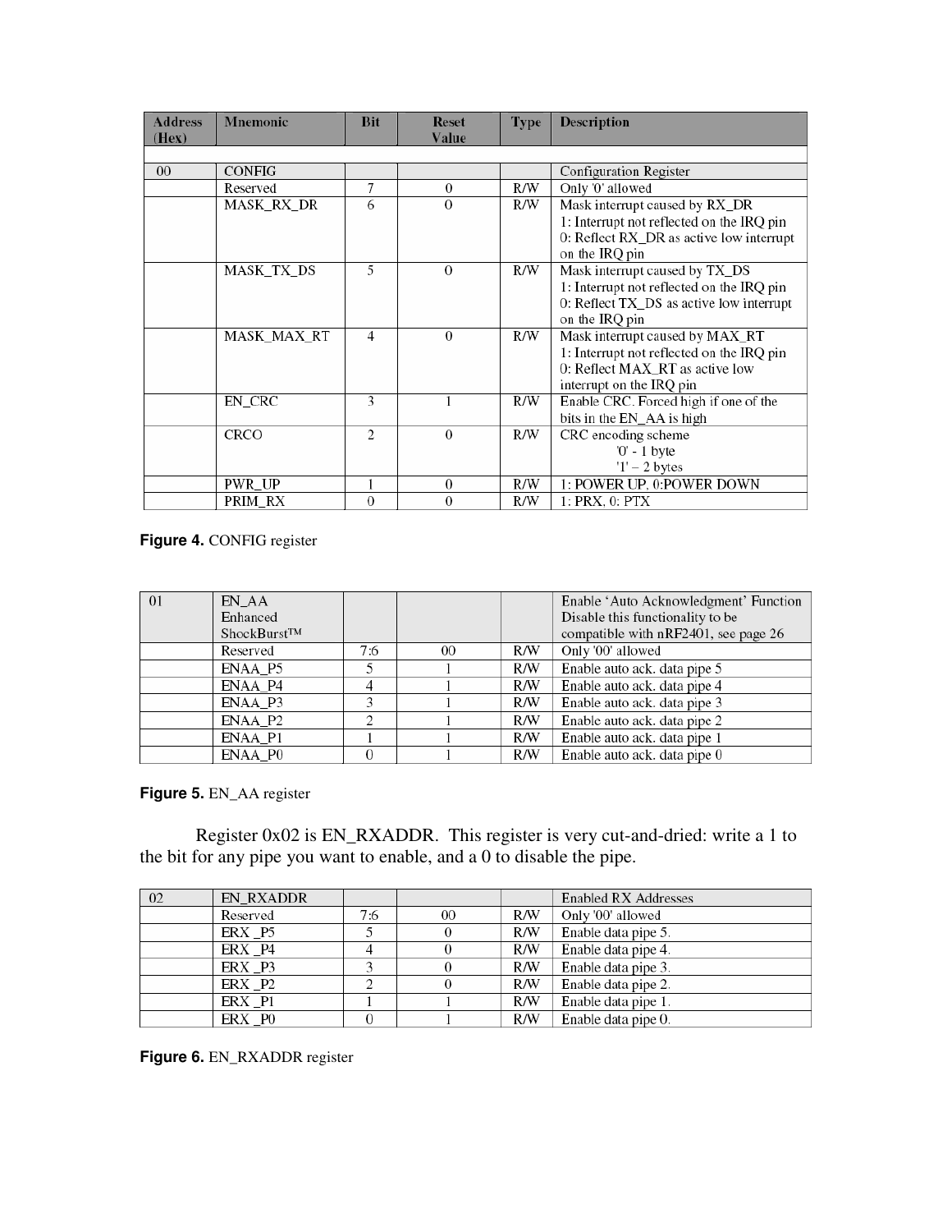| Address (Hex) | Mnemonic | Bit | Reset Value | Type | Description |
|---|---|---|---|---|---|
| 00 | CONFIG | | | | Configuration Register |
| | Reserved | 7 | 0 | R/W | Only '0' allowed |
| | MASK_RX_DR | 6 | 0 | R/W | Mask interrupt caused by RX_DR<br>1: Interrupt not reflected on the IRQ pin<br>0: Reflect RX_DR as active low interrupt on the IRQ pin |
| | MASK_TX_DS | 5 | 0 | R/W | Mask interrupt caused by TX_DS<br>1: Interrupt not reflected on the IRQ pin<br>0: Reflect TX_DS as active low interrupt on the IRQ pin |
| | MASK_MAX_RT | 4 | 0 | R/W | Mask interrupt caused by MAX_RT<br>1: Interrupt not reflected on the IRQ pin<br>0: Reflect MAX_RT as active low interrupt on the IRQ pin |
| | EN_CRC | 3 | 1 | R/W | Enable CRC. Forced high if one of the bits in the EN_AA is high |
| | CRCO | 2 | 0 | R/W | CRC encoding scheme<br>'0' - 1 byte<br>'1' – 2 bytes |
| | PWR_UP | 1 | 0 | R/W | 1: POWER UP, 0:POWER DOWN |
| | PRIM_RX | 0 | 0 | R/W | 1: PRX, 0: PTX |

**Figure 4.** CONFIG register

| | | | | | |
|---|---|---|---|---|---|
| 01 | EN_AA Enhanced ShockBurst™ | | | | Enable 'Auto Acknowledgment' Function Disable this functionality to be compatible with nRF2401, see page 26 |
| | Reserved | 7:6 | 00 | R/W | Only '00' allowed |
| | ENAA_P5 | 5 | 1 | R/W | Enable auto ack. data pipe 5 |
| | ENAA_P4 | 4 | 1 | R/W | Enable auto ack. data pipe 4 |
| | ENAA_P3 | 3 | 1 | R/W | Enable auto ack. data pipe 3 |
| | ENAA_P2 | 2 | 1 | R/W | Enable auto ack. data pipe 2 |
| | ENAA_P1 | 1 | 1 | R/W | Enable auto ack. data pipe 1 |
| | ENAA_P0 | 0 | 1 | R/W | Enable auto ack. data pipe 0 |

**Figure 5.** EN_AA register

Register 0x02 is EN_RXADDR. This register is very cut-and-dried: write a 1 to the bit for any pipe you want to enable, and a 0 to disable the pipe.

| | | | | | |
|---|---|---|---|---|---|
| 02 | EN_RXADDR | | | | Enabled RX Addresses |
| | Reserved | 7:6 | 00 | R/W | Only '00' allowed |
| | ERX _P5 | 5 | 0 | R/W | Enable data pipe 5. |
| | ERX _P4 | 4 | 0 | R/W | Enable data pipe 4. |
| | ERX _P3 | 3 | 0 | R/W | Enable data pipe 3. |
| | ERX _P2 | 2 | 0 | R/W | Enable data pipe 2. |
| | ERX _P1 | 1 | 1 | R/W | Enable data pipe 1. |
| | ERX _P0 | 0 | 1 | R/W | Enable data pipe 0. |

**Figure 6.** EN_RXADDR register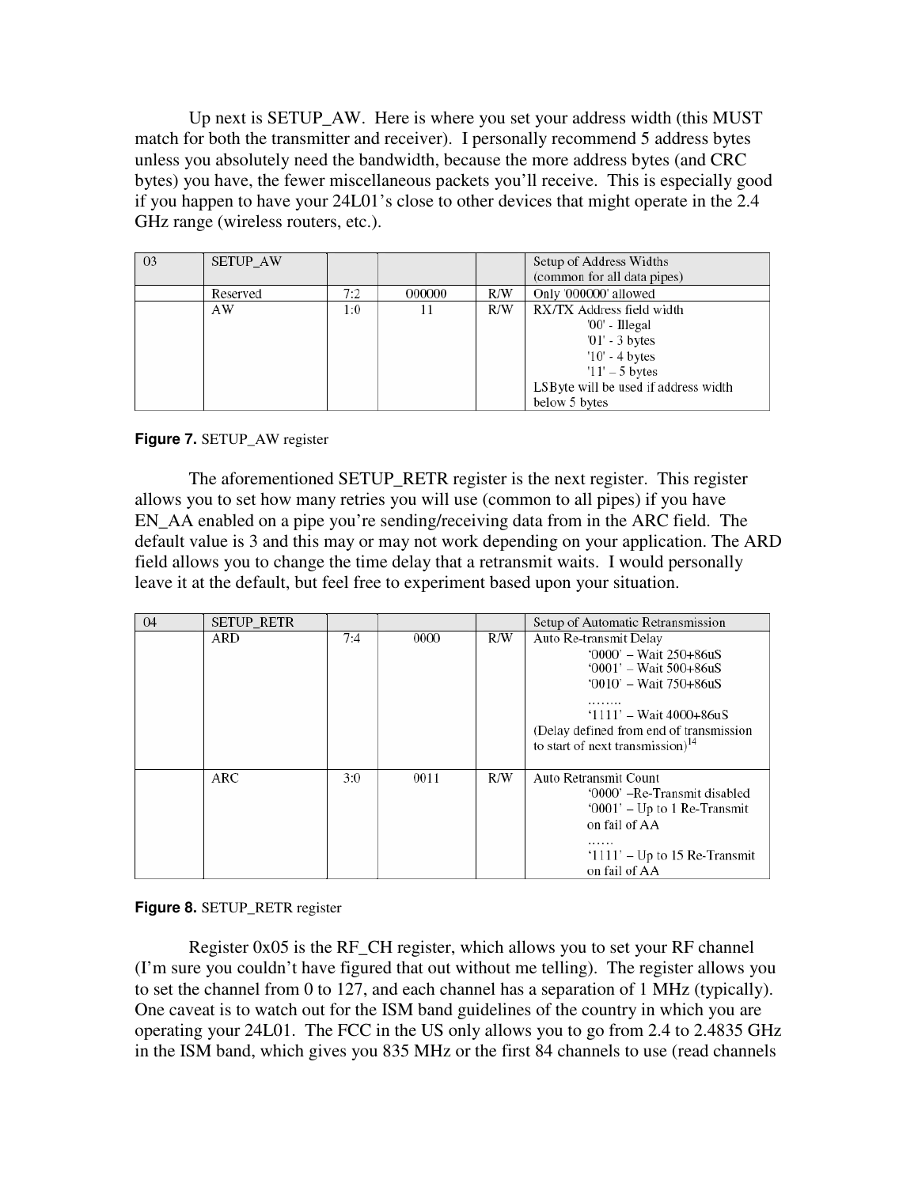Up next is SETUP_AW. Here is where you set your address width (this MUST match for both the transmitter and receiver). I personally recommend 5 address bytes unless you absolutely need the bandwidth, because the more address bytes (and CRC bytes) you have, the fewer miscellaneous packets you'll receive. This is especially good if you happen to have your 24L01's close to other devices that might operate in the 2.4 GHz range (wireless routers, etc.).

| 03 | SETUP_AW | | | | Setup of Address Widths (common for all data pipes) |
|---|---|---|---|---|---|
| | Reserved | 7:2 | 000000 | R/W | Only '000000' allowed |
| | AW | 1:0 | 11 | R/W | RX/TX Address field width<br>'00' - Illegal<br>'01' - 3 bytes<br>'10' - 4 bytes<br>'11' – 5 bytes<br>LSByte will be used if address width below 5 bytes |

**Figure 7.** SETUP_AW register

The aforementioned SETUP_RETR register is the next register. This register allows you to set how many retries you will use (common to all pipes) if you have EN_AA enabled on a pipe you're sending/receiving data from in the ARC field. The default value is 3 and this may or may not work depending on your application. The ARD field allows you to change the time delay that a retransmit waits. I would personally leave it at the default, but feel free to experiment based upon your situation.

| 04 | SETUP_RETR | | | | Setup of Automatic Retransmission |
|---|---|---|---|---|---|
| | ARD | 7:4 | 0000 | R/W | Auto Re-transmit Delay<br>'0000' – Wait 250+86uS<br>'0001' – Wait 500+86uS<br>'0010' – Wait 750+86uS<br>……..<br>'1111' – Wait 4000+86uS<br>(Delay defined from end of transmission to start of next transmission)[14] |
| | ARC | 3:0 | 0011 | R/W | Auto Retransmit Count<br>'0000' –Re-Transmit disabled<br>'0001' – Up to 1 Re-Transmit on fail of AA<br>……<br>'1111' – Up to 15 Re-Transmit on fail of AA |

**Figure 8.** SETUP_RETR register

Register 0x05 is the RF_CH register, which allows you to set your RF channel (I'm sure you couldn't have figured that out without me telling). The register allows you to set the channel from 0 to 127, and each channel has a separation of 1 MHz (typically). One caveat is to watch out for the ISM band guidelines of the country in which you are operating your 24L01. The FCC in the US only allows you to go from 2.4 to 2.4835 GHz in the ISM band, which gives you 835 MHz or the first 84 channels to use (read channels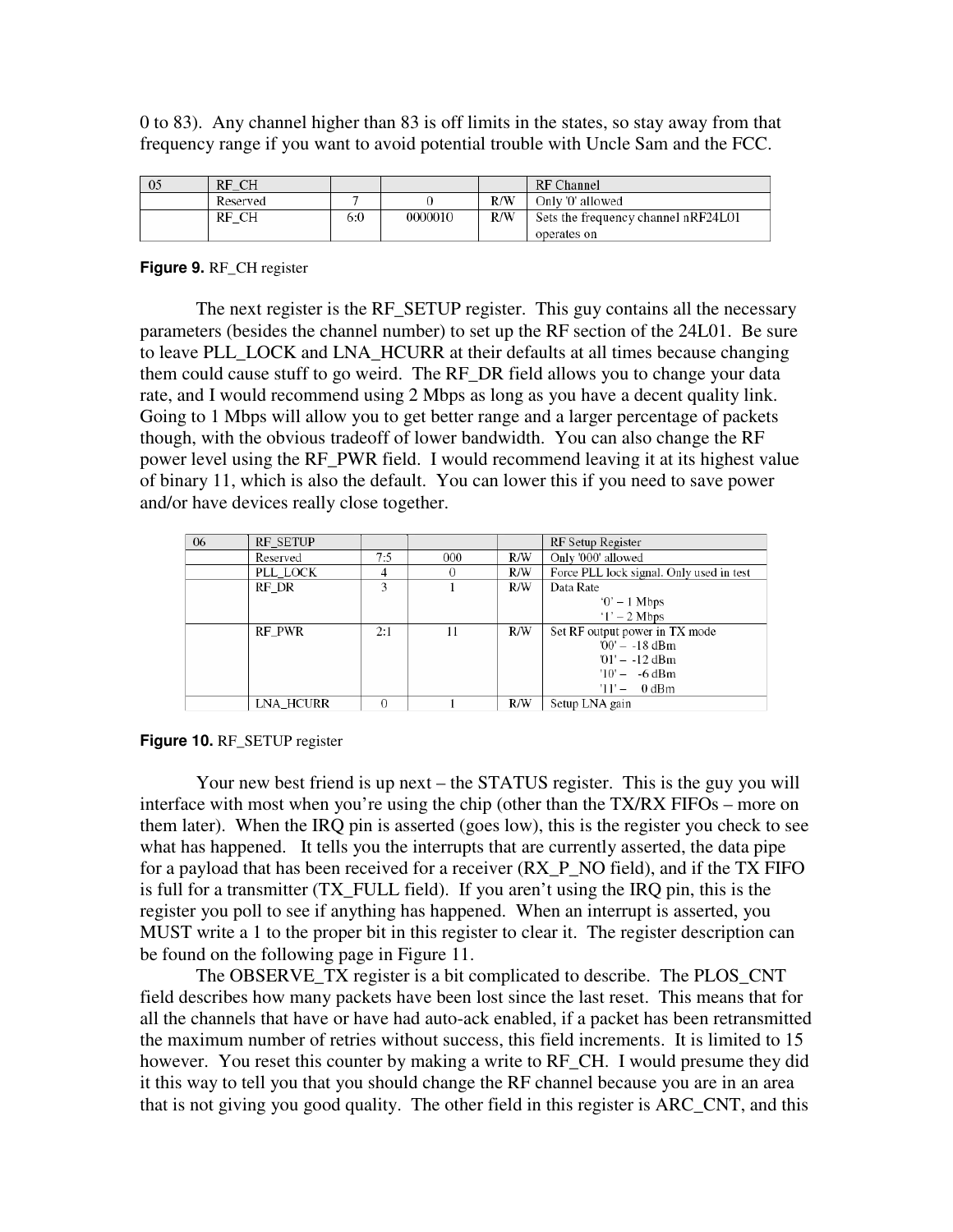0 to 83). Any channel higher than 83 is off limits in the states, so stay away from that frequency range if you want to avoid potential trouble with Uncle Sam and the FCC.

| 05 | RF_CH | | | | RF Channel |
|---|---|---|---|---|---|
| | Reserved | 7 | 0 | R/W | Only '0' allowed |
| | RF_CH | 6:0 | 0000010 | R/W | Sets the frequency channel nRF24L01 operates on |

**Figure 9.** RF_CH register

The next register is the RF_SETUP register. This guy contains all the necessary parameters (besides the channel number) to set up the RF section of the 24L01. Be sure to leave PLL_LOCK and LNA_HCURR at their defaults at all times because changing them could cause stuff to go weird. The RF_DR field allows you to change your data rate, and I would recommend using 2 Mbps as long as you have a decent quality link. Going to 1 Mbps will allow you to get better range and a larger percentage of packets though, with the obvious tradeoff of lower bandwidth. You can also change the RF power level using the RF_PWR field. I would recommend leaving it at its highest value of binary 11, which is also the default. You can lower this if you need to save power and/or have devices really close together.

| 06 | RF_SETUP | | | | RF Setup Register |
|---|---|---|---|---|---|
| | Reserved | 7:5 | 000 | R/W | Only '000' allowed |
| | PLL_LOCK | 4 | 0 | R/W | Force PLL lock signal. Only used in test |
| | RF_DR | 3 | 1 | R/W | Data Rate<br>'0' – 1 Mbps<br>'1' – 2 Mbps |
| | RF_PWR | 2:1 | 11 | R/W | Set RF output power in TX mode<br>'00' – -18 dBm<br>'01' – -12 dBm<br>'10' – -6 dBm<br>'11' – 0 dBm |
| | LNA_HCURR | 0 | 1 | R/W | Setup LNA gain |

**Figure 10.** RF_SETUP register

Your new best friend is up next – the STATUS register. This is the guy you will interface with most when you're using the chip (other than the TX/RX FIFOs – more on them later). When the IRQ pin is asserted (goes low), this is the register you check to see what has happened. It tells you the interrupts that are currently asserted, the data pipe for a payload that has been received for a receiver (RX_P_NO field), and if the TX FIFO is full for a transmitter (TX_FULL field). If you aren't using the IRQ pin, this is the register you poll to see if anything has happened. When an interrupt is asserted, you MUST write a 1 to the proper bit in this register to clear it. The register description can be found on the following page in Figure 11.

The OBSERVE_TX register is a bit complicated to describe. The PLOS_CNT field describes how many packets have been lost since the last reset. This means that for all the channels that have or have had auto-ack enabled, if a packet has been retransmitted the maximum number of retries without success, this field increments. It is limited to 15 however. You reset this counter by making a write to RF_CH. I would presume they did it this way to tell you that you should change the RF channel because you are in an area that is not giving you good quality. The other field in this register is ARC_CNT, and this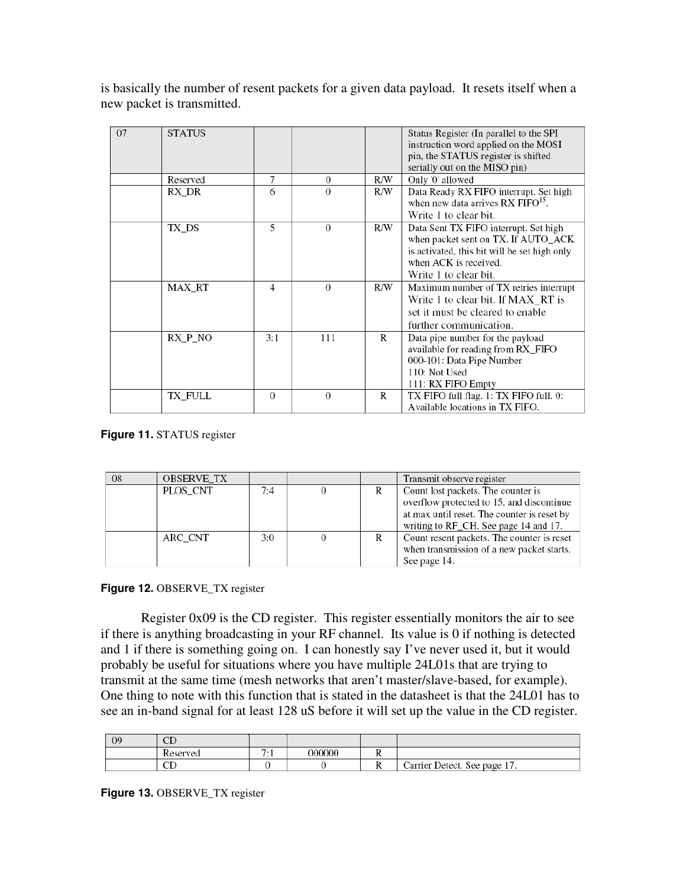is basically the number of resent packets for a given data payload. It resets itself when a new packet is transmitted.

| 07 | STATUS | | | | Status Register (In parallel to the SPI instruction word applied on the MOSI pin, the STATUS register is shifted serially out on the MISO pin) |
|---|---|---|---|---|---|
| | Reserved | 7 | 0 | R/W | Only '0' allowed |
| | RX_DR | 6 | 0 | R/W | Data Ready RX FIFO interrupt. Set high when new data arrives RX FIFO[15]. Write 1 to clear bit. |
| | TX_DS | 5 | 0 | R/W | Data Sent TX FIFO interrupt. Set high when packet sent on TX. If AUTO_ACK is activated, this bit will be set high only when ACK is received. Write 1 to clear bit. |
| | MAX_RT | 4 | 0 | R/W | Maximum number of TX retries interrupt Write 1 to clear bit. If MAX_RT is set it must be cleared to enable further communication. |
| | RX_P_NO | 3:1 | 111 | R | Data pipe number for the payload available for reading from RX_FIFO 000-101: Data Pipe Number 110: Not Used 111: RX FIFO Empty |
| | TX_FULL | 0 | 0 | R | TX FIFO full flag. 1: TX FIFO full. 0: Available locations in TX FIFO. |

**Figure 11.** STATUS register

| 08 | OBSERVE_TX | | | | Transmit observe register |
|---|---|---|---|---|---|
| | PLOS_CNT | 7:4 | 0 | R | Count lost packets. The counter is overflow protected to 15, and discontinue at max until reset. The counter is reset by writing to RF_CH. See page 14 and 17. |
| | ARC_CNT | 3:0 | 0 | R | Count resent packets. The counter is reset when transmission of a new packet starts. See page 14. |

**Figure 12.** OBSERVE_TX register

Register 0x09 is the CD register. This register essentially monitors the air to see if there is anything broadcasting in your RF channel. Its value is 0 if nothing is detected and 1 if there is something going on. I can honestly say I've never used it, but it would probably be useful for situations where you have multiple 24L01s that are trying to transmit at the same time (mesh networks that aren't master/slave-based, for example). One thing to note with this function that is stated in the datasheet is that the 24L01 has to see an in-band signal for at least 128 uS before it will set up the value in the CD register.

| 09 | CD | | | | |
|---|---|---|---|---|---|
| | Reserved | 7:1 | 000000 | R | |
| | CD | 0 | 0 | R | Carrier Detect. See page 17. |

**Figure 13.** OBSERVE_TX register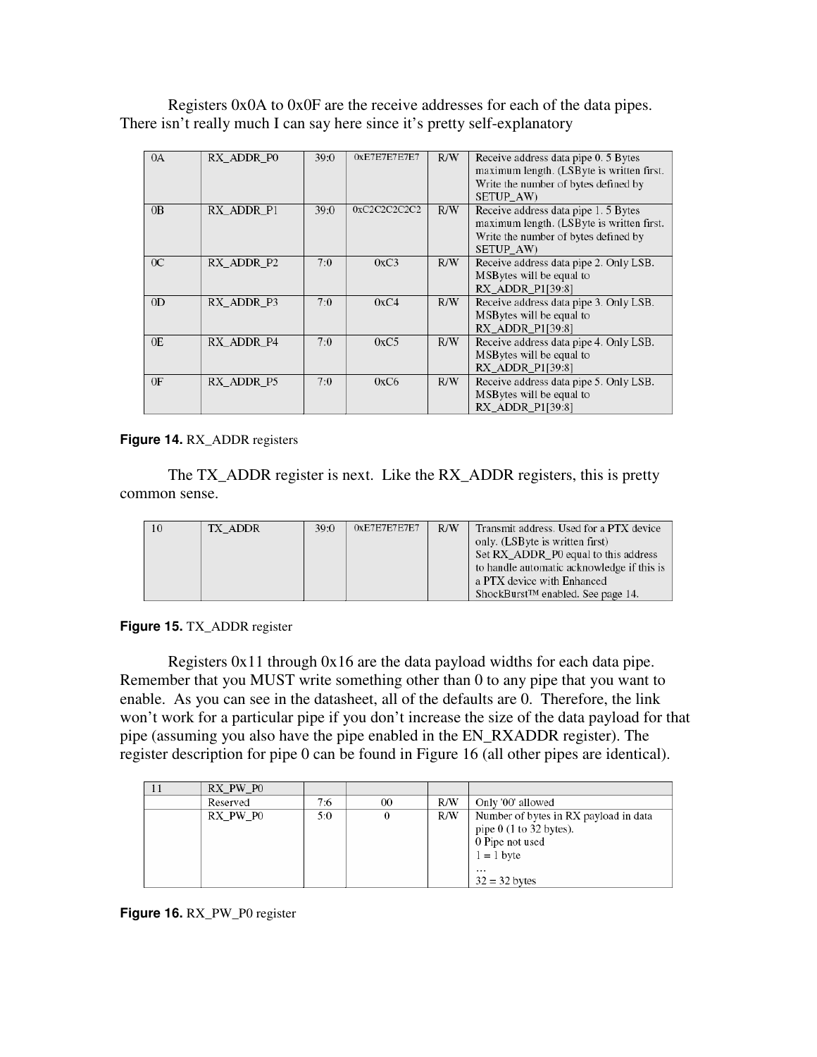Registers 0x0A to 0x0F are the receive addresses for each of the data pipes. There isn't really much I can say here since it's pretty self-explanatory

| | | | | | |
|---|---|---|---|---|---|
| 0A | RX_ADDR_P0 | 39:0 | 0xE7E7E7E7E7 | R/W | Receive address data pipe 0. 5 Bytes maximum length. (LSByte is written first. Write the number of bytes defined by SETUP_AW) |
| 0B | RX_ADDR_P1 | 39:0 | 0xC2C2C2C2C2 | R/W | Receive address data pipe 1. 5 Bytes maximum length. (LSByte is written first. Write the number of bytes defined by SETUP_AW) |
| 0C | RX_ADDR_P2 | 7:0 | 0xC3 | R/W | Receive address data pipe 2. Only LSB. MSBytes will be equal to RX_ADDR_P1[39:8] |
| 0D | RX_ADDR_P3 | 7:0 | 0xC4 | R/W | Receive address data pipe 3. Only LSB. MSBytes will be equal to RX_ADDR_P1[39:8] |
| 0E | RX_ADDR_P4 | 7:0 | 0xC5 | R/W | Receive address data pipe 4. Only LSB. MSBytes will be equal to RX_ADDR_P1[39:8] |
| 0F | RX_ADDR_P5 | 7:0 | 0xC6 | R/W | Receive address data pipe 5. Only LSB. MSBytes will be equal to RX_ADDR_P1[39:8] |

**Figure 14.** RX_ADDR registers

The TX_ADDR register is next. Like the RX_ADDR registers, this is pretty common sense.

| | | | | | |
|---|---|---|---|---|---|
| 10 | TX_ADDR | 39:0 | 0xE7E7E7E7E7 | R/W | Transmit address. Used for a PTX device only. (LSByte is written first) Set RX_ADDR_P0 equal to this address to handle automatic acknowledge if this is a PTX device with Enhanced ShockBurst™ enabled. See page 14. |

**Figure 15.** TX_ADDR register

Registers 0x11 through 0x16 are the data payload widths for each data pipe. Remember that you MUST write something other than 0 to any pipe that you want to enable. As you can see in the datasheet, all of the defaults are 0. Therefore, the link won't work for a particular pipe if you don't increase the size of the data payload for that pipe (assuming you also have the pipe enabled in the EN_RXADDR register). The register description for pipe 0 can be found in Figure 16 (all other pipes are identical).

| | | | | | |
|---|---|---|---|---|---|
| 11 | RX_PW_P0 | | | | |
| | Reserved | 7:6 | 00 | R/W | Only '00' allowed |
| | RX_PW_P0 | 5:0 | 0 | R/W | Number of bytes in RX payload in data pipe 0 (1 to 32 bytes). 0 Pipe not used 1 = 1 byte … 32 = 32 bytes |

**Figure 16.** RX_PW_P0 register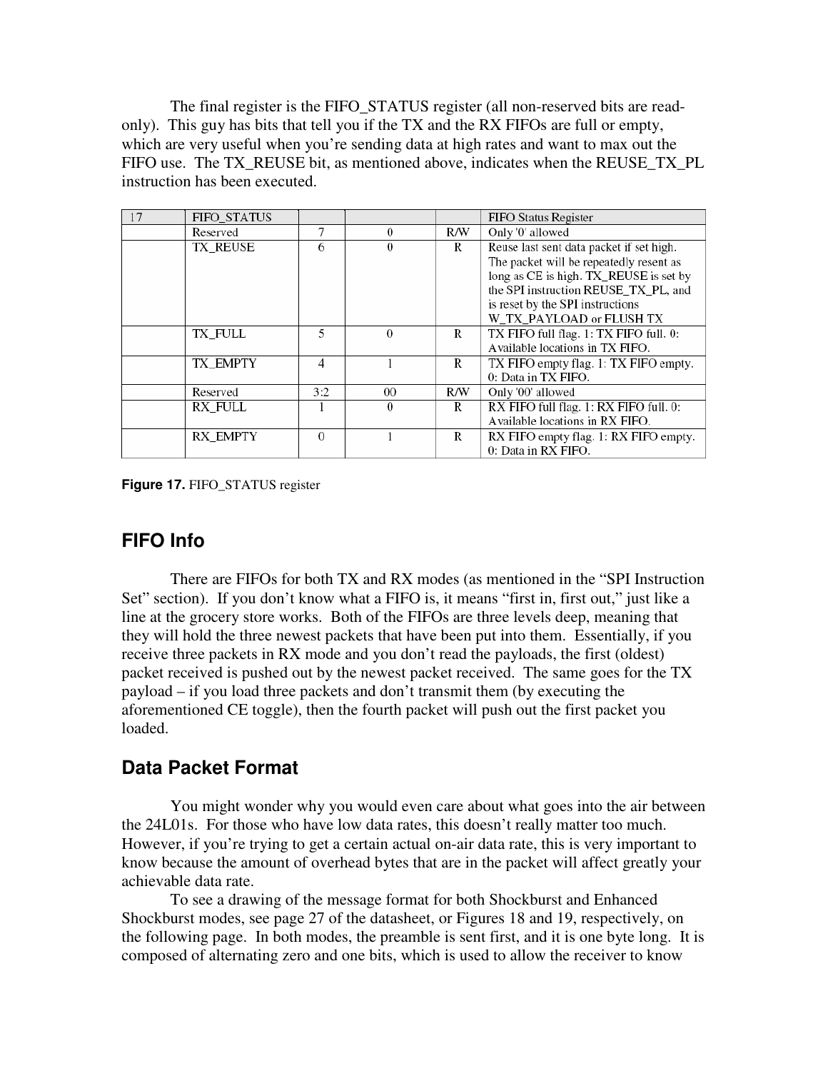The final register is the FIFO_STATUS register (all non-reserved bits are read-only). This guy has bits that tell you if the TX and the RX FIFOs are full or empty, which are very useful when you're sending data at high rates and want to max out the FIFO use. The TX_REUSE bit, as mentioned above, indicates when the REUSE_TX_PL instruction has been executed.

| 17 | FIFO_STATUS | | | | FIFO Status Register |
|---|---|---|---|---|---|
| | Reserved | 7 | 0 | R/W | Only '0' allowed |
| | TX_REUSE | 6 | 0 | R | Reuse last sent data packet if set high. The packet will be repeatedly resent as long as CE is high. TX_REUSE is set by the SPI instruction REUSE_TX_PL, and is reset by the SPI instructions W_TX_PAYLOAD or FLUSH TX |
| | TX_FULL | 5 | 0 | R | TX FIFO full flag. 1: TX FIFO full. 0: Available locations in TX FIFO. |
| | TX_EMPTY | 4 | 1 | R | TX FIFO empty flag. 1: TX FIFO empty. 0: Data in TX FIFO. |
| | Reserved | 3:2 | 00 | R/W | Only '00' allowed |
| | RX_FULL | 1 | 0 | R | RX FIFO full flag. 1: RX FIFO full. 0: Available locations in RX FIFO. |
| | RX_EMPTY | 0 | 1 | R | RX FIFO empty flag. 1: RX FIFO empty. 0: Data in RX FIFO. |

**Figure 17.** FIFO_STATUS register

## FIFO Info

There are FIFOs for both TX and RX modes (as mentioned in the "SPI Instruction Set" section). If you don't know what a FIFO is, it means "first in, first out," just like a line at the grocery store works. Both of the FIFOs are three levels deep, meaning that they will hold the three newest packets that have been put into them. Essentially, if you receive three packets in RX mode and you don't read the payloads, the first (oldest) packet received is pushed out by the newest packet received. The same goes for the TX payload – if you load three packets and don't transmit them (by executing the aforementioned CE toggle), then the fourth packet will push out the first packet you loaded.

## Data Packet Format

You might wonder why you would even care about what goes into the air between the 24L01s. For those who have low data rates, this doesn't really matter too much. However, if you're trying to get a certain actual on-air data rate, this is very important to know because the amount of overhead bytes that are in the packet will affect greatly your achievable data rate.

To see a drawing of the message format for both Shockburst and Enhanced Shockburst modes, see page 27 of the datasheet, or Figures 18 and 19, respectively, on the following page. In both modes, the preamble is sent first, and it is one byte long. It is composed of alternating zero and one bits, which is used to allow the receiver to know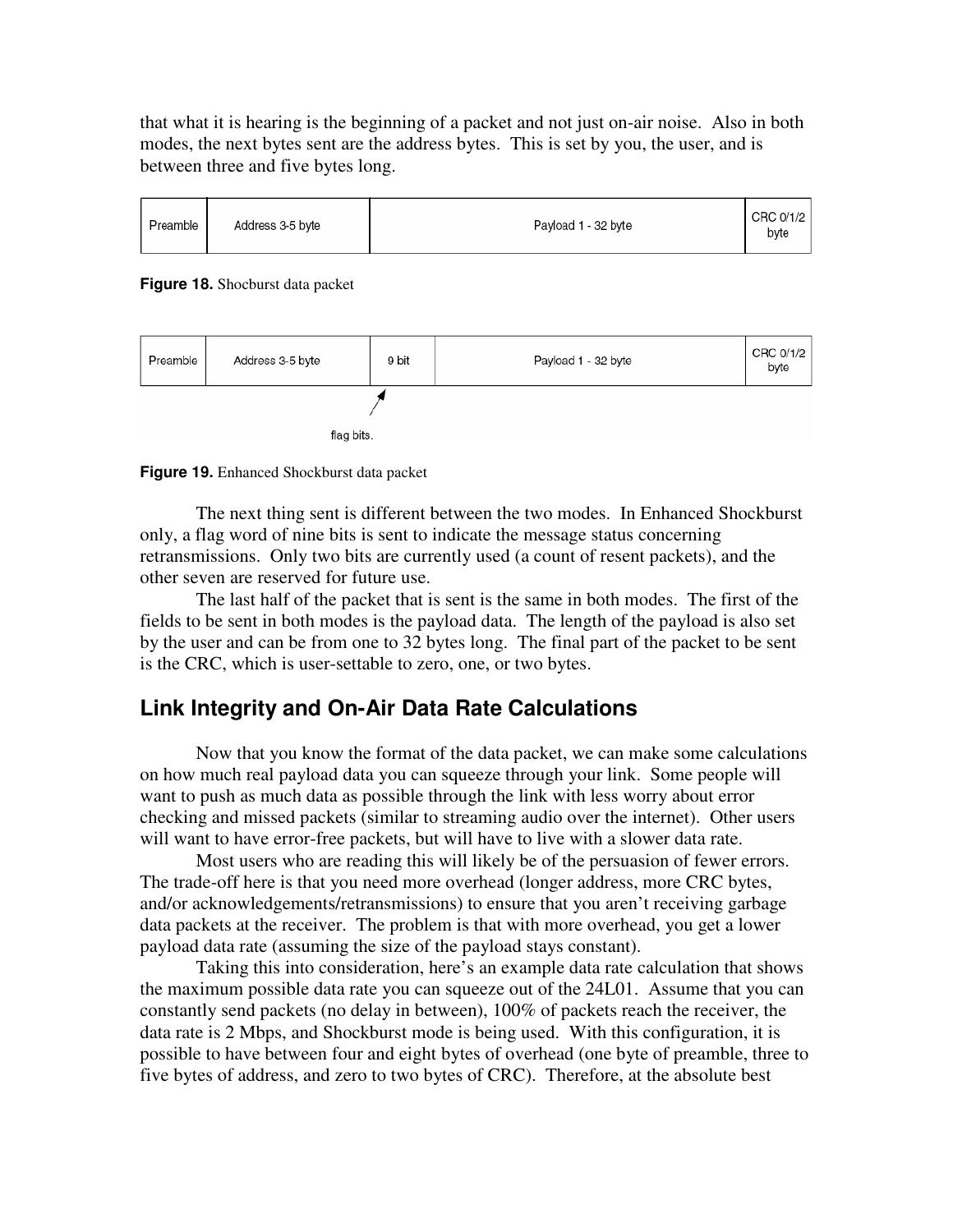that what it is hearing is the beginning of a packet and not just on-air noise. Also in both modes, the next bytes sent are the address bytes. This is set by you, the user, and is between three and five bytes long.

| Preamble | Address 3-5 byte | Payload 1 - 32 byte | CRC 0/1/2 byte |
|---|---|---|---|

**Figure 18.** Shocburst data packet

| Preamble | Address 3-5 byte | 9 bit | Payload 1 - 32 byte | CRC 0/1/2 byte |
|---|---|---|---|---|

flag bits.

**Figure 19.** Enhanced Shockburst data packet

The next thing sent is different between the two modes. In Enhanced Shockburst only, a flag word of nine bits is sent to indicate the message status concerning retransmissions. Only two bits are currently used (a count of resent packets), and the other seven are reserved for future use.

The last half of the packet that is sent is the same in both modes. The first of the fields to be sent in both modes is the payload data. The length of the payload is also set by the user and can be from one to 32 bytes long. The final part of the packet to be sent is the CRC, which is user-settable to zero, one, or two bytes.

## Link Integrity and On-Air Data Rate Calculations

Now that you know the format of the data packet, we can make some calculations on how much real payload data you can squeeze through your link. Some people will want to push as much data as possible through the link with less worry about error checking and missed packets (similar to streaming audio over the internet). Other users will want to have error-free packets, but will have to live with a slower data rate.

Most users who are reading this will likely be of the persuasion of fewer errors. The trade-off here is that you need more overhead (longer address, more CRC bytes, and/or acknowledgements/retransmissions) to ensure that you aren't receiving garbage data packets at the receiver. The problem is that with more overhead, you get a lower payload data rate (assuming the size of the payload stays constant).

Taking this into consideration, here's an example data rate calculation that shows the maximum possible data rate you can squeeze out of the 24L01. Assume that you can constantly send packets (no delay in between), 100% of packets reach the receiver, the data rate is 2 Mbps, and Shockburst mode is being used. With this configuration, it is possible to have between four and eight bytes of overhead (one byte of preamble, three to five bytes of address, and zero to two bytes of CRC). Therefore, at the absolute best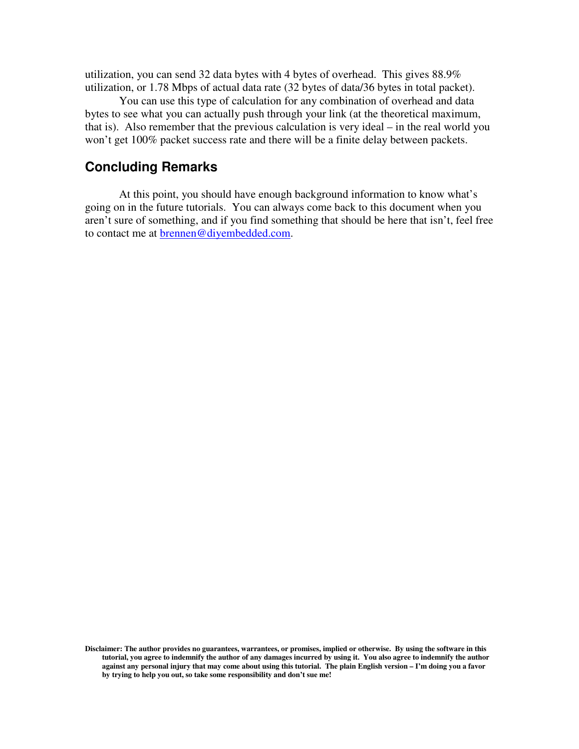utilization, you can send 32 data bytes with 4 bytes of overhead. This gives 88.9% utilization, or 1.78 Mbps of actual data rate (32 bytes of data/36 bytes in total packet).

You can use this type of calculation for any combination of overhead and data bytes to see what you can actually push through your link (at the theoretical maximum, that is). Also remember that the previous calculation is very ideal – in the real world you won't get 100% packet success rate and there will be a finite delay between packets.

## Concluding Remarks

At this point, you should have enough background information to know what's going on in the future tutorials. You can always come back to this document when you aren't sure of something, and if you find something that should be here that isn't, feel free to contact me at brennen@diyembedded.com.

**Disclaimer: The author provides no guarantees, warrantees, or promises, implied or otherwise. By using the software in this tutorial, you agree to indemnify the author of any damages incurred by using it. You also agree to indemnify the author against any personal injury that may come about using this tutorial. The plain English version – I'm doing you a favor by trying to help you out, so take some responsibility and don't sue me!**